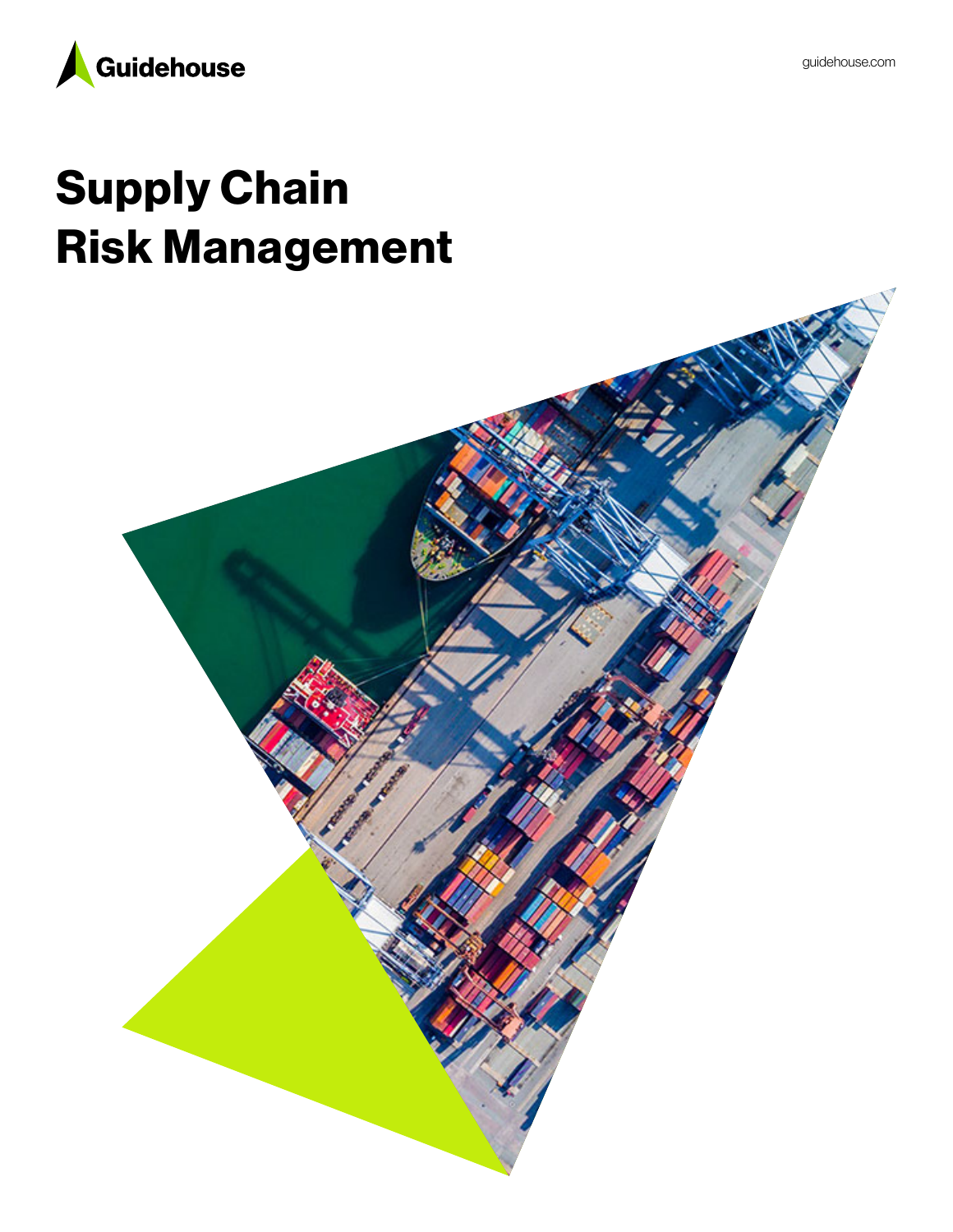Guidehouse

guidehouse.com

# Supply Chain Risk Management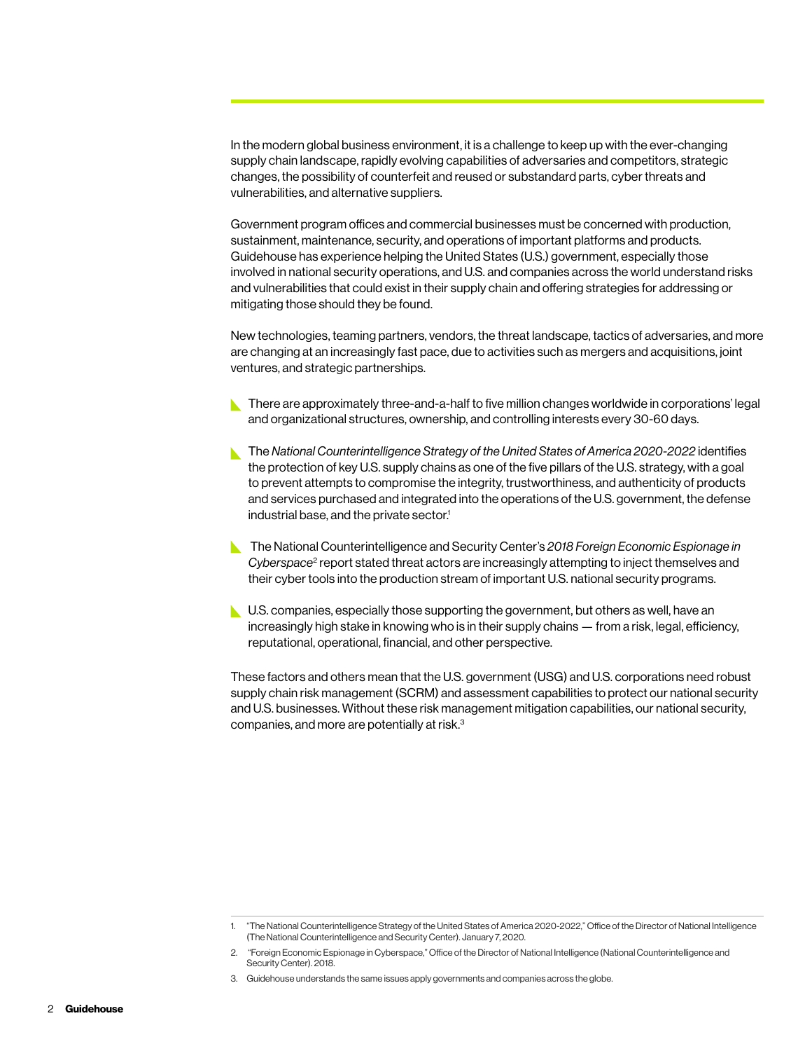In the modern global business environment, it is a challenge to keep up with the ever-changing supply chain landscape, rapidly evolving capabilities of adversaries and competitors, strategic changes, the possibility of counterfeit and reused or substandard parts, cyber threats and vulnerabilities, and alternative suppliers.

Government program offices and commercial businesses must be concerned with production, sustainment, maintenance, security, and operations of important platforms and products. Guidehouse has experience helping the United States (U.S.) government, especially those involved in national security operations, and U.S. and companies across the world understand risks and vulnerabilities that could exist in their supply chain and offering strategies for addressing or mitigating those should they be found.

New technologies, teaming partners, vendors, the threat landscape, tactics of adversaries, and more are changing at an increasingly fast pace, due to activities such as mergers and acquisitions, joint ventures, and strategic partnerships.

- There are approximately three-and-a-half to five million changes worldwide in corporations' legal and organizational structures, ownership, and controlling interests every 30-60 days.
- The *National Counterintelligence Strategy of the United States of America 2020-2022* identifies the protection of key U.S. supply chains as one of the five pillars of the U.S. strategy, with a goal to prevent attempts to compromise the integrity, trustworthiness, and authenticity of products and services purchased and integrated into the operations of the U.S. government, the defense industrial base, and the private sector.[1]
- The National Counterintelligence and Security Center's *2018 Foreign Economic Espionage in Cyberspace*[2] report stated threat actors are increasingly attempting to inject themselves and their cyber tools into the production stream of important U.S. national security programs.
- U.S. companies, especially those supporting the government, but others as well, have an increasingly high stake in knowing who is in their supply chains — from a risk, legal, efficiency, reputational, operational, financial, and other perspective.

These factors and others mean that the U.S. government (USG) and U.S. corporations need robust supply chain risk management (SCRM) and assessment capabilities to protect our national security and U.S. businesses. Without these risk management mitigation capabilities, our national security, companies, and more are potentially at risk.[3]

1. "The National Counterintelligence Strategy of the United States of America 2020-2022," Office of the Director of National Intelligence (The National Counterintelligence and Security Center). January 7, 2020.
2. "Foreign Economic Espionage in Cyberspace," Office of the Director of National Intelligence (National Counterintelligence and Security Center). 2018.
3. Guidehouse understands the same issues apply governments and companies across the globe.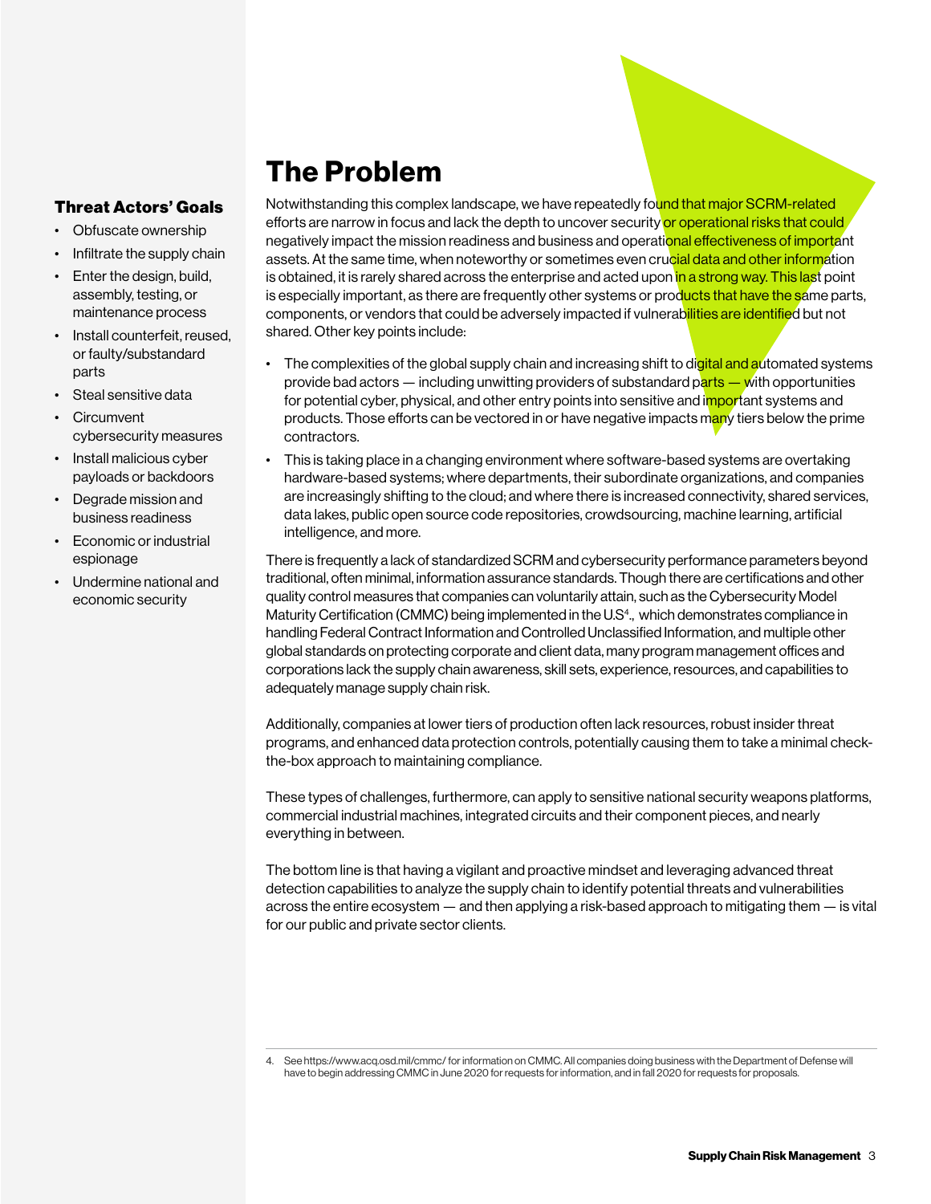### Threat Actors' Goals

- Obfuscate ownership
- Infiltrate the supply chain
- Enter the design, build, assembly, testing, or maintenance process
- Install counterfeit, reused, or faulty/substandard parts
- Steal sensitive data
- Circumvent cybersecurity measures
- Install malicious cyber payloads or backdoors
- Degrade mission and business readiness
- Economic or industrial espionage
- Undermine national and economic security

# The Problem

Notwithstanding this complex landscape, we have repeatedly found that major SCRM-related efforts are narrow in focus and lack the depth to uncover security or operational risks that could negatively impact the mission readiness and business and operational effectiveness of important assets. At the same time, when noteworthy or sometimes even crucial data and other information is obtained, it is rarely shared across the enterprise and acted upon in a strong way. This last point is especially important, as there are frequently other systems or products that have the same parts, components, or vendors that could be adversely impacted if vulnerabilities are identified but not shared. Other key points include:

- The complexities of the global supply chain and increasing shift to digital and automated systems provide bad actors — including unwitting providers of substandard parts — with opportunities for potential cyber, physical, and other entry points into sensitive and important systems and products. Those efforts can be vectored in or have negative impacts many tiers below the prime contractors.
- This is taking place in a changing environment where software-based systems are overtaking hardware-based systems; where departments, their subordinate organizations, and companies are increasingly shifting to the cloud; and where there is increased connectivity, shared services, data lakes, public open source code repositories, crowdsourcing, machine learning, artificial intelligence, and more.

There is frequently a lack of standardized SCRM and cybersecurity performance parameters beyond traditional, often minimal, information assurance standards. Though there are certifications and other quality control measures that companies can voluntarily attain, such as the Cybersecurity Model Maturity Certification (CMMC) being implemented in the U.S[4]., which demonstrates compliance in handling Federal Contract Information and Controlled Unclassified Information, and multiple other global standards on protecting corporate and client data, many program management offices and corporations lack the supply chain awareness, skill sets, experience, resources, and capabilities to adequately manage supply chain risk.

Additionally, companies at lower tiers of production often lack resources, robust insider threat programs, and enhanced data protection controls, potentially causing them to take a minimal check-the-box approach to maintaining compliance.

These types of challenges, furthermore, can apply to sensitive national security weapons platforms, commercial industrial machines, integrated circuits and their component pieces, and nearly everything in between.

The bottom line is that having a vigilant and proactive mindset and leveraging advanced threat detection capabilities to analyze the supply chain to identify potential threats and vulnerabilities across the entire ecosystem — and then applying a risk-based approach to mitigating them — is vital for our public and private sector clients.

4. See https://www.acq.osd.mil/cmmc/ for information on CMMC. All companies doing business with the Department of Defense will have to begin addressing CMMC in June 2020 for requests for information, and in fall 2020 for requests for proposals.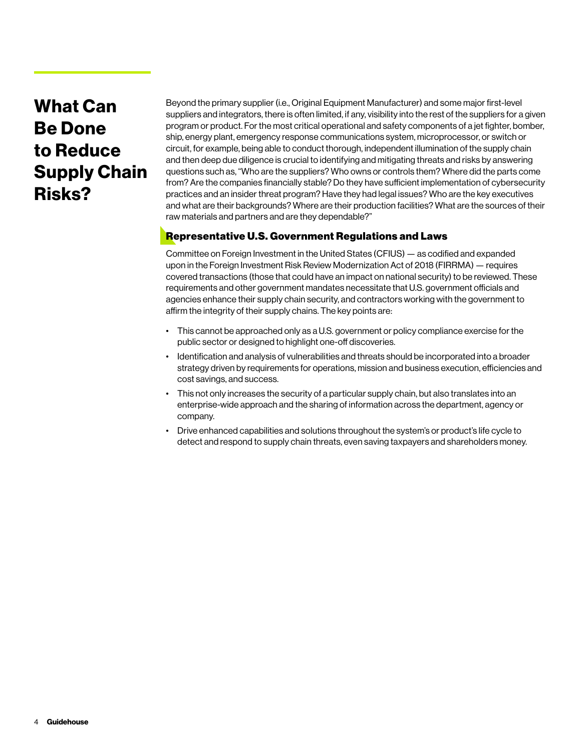# What Can Be Done to Reduce Supply Chain Risks?

Beyond the primary supplier (i.e., Original Equipment Manufacturer) and some major first-level suppliers and integrators, there is often limited, if any, visibility into the rest of the suppliers for a given program or product. For the most critical operational and safety components of a jet fighter, bomber, ship, energy plant, emergency response communications system, microprocessor, or switch or circuit, for example, being able to conduct thorough, independent illumination of the supply chain and then deep due diligence is crucial to identifying and mitigating threats and risks by answering questions such as, "Who are the suppliers? Who owns or controls them? Where did the parts come from? Are the companies financially stable? Do they have sufficient implementation of cybersecurity practices and an insider threat program? Have they had legal issues? Who are the key executives and what are their backgrounds? Where are their production facilities? What are the sources of their raw materials and partners and are they dependable?"

## Representative U.S. Government Regulations and Laws

Committee on Foreign Investment in the United States (CFIUS) — as codified and expanded upon in the Foreign Investment Risk Review Modernization Act of 2018 (FIRRMA) — requires covered transactions (those that could have an impact on national security) to be reviewed. These requirements and other government mandates necessitate that U.S. government officials and agencies enhance their supply chain security, and contractors working with the government to affirm the integrity of their supply chains. The key points are:

- This cannot be approached only as a U.S. government or policy compliance exercise for the public sector or designed to highlight one-off discoveries.
- Identification and analysis of vulnerabilities and threats should be incorporated into a broader strategy driven by requirements for operations, mission and business execution, efficiencies and cost savings, and success.
- This not only increases the security of a particular supply chain, but also translates into an enterprise-wide approach and the sharing of information across the department, agency or company.
- Drive enhanced capabilities and solutions throughout the system's or product's life cycle to detect and respond to supply chain threats, even saving taxpayers and shareholders money.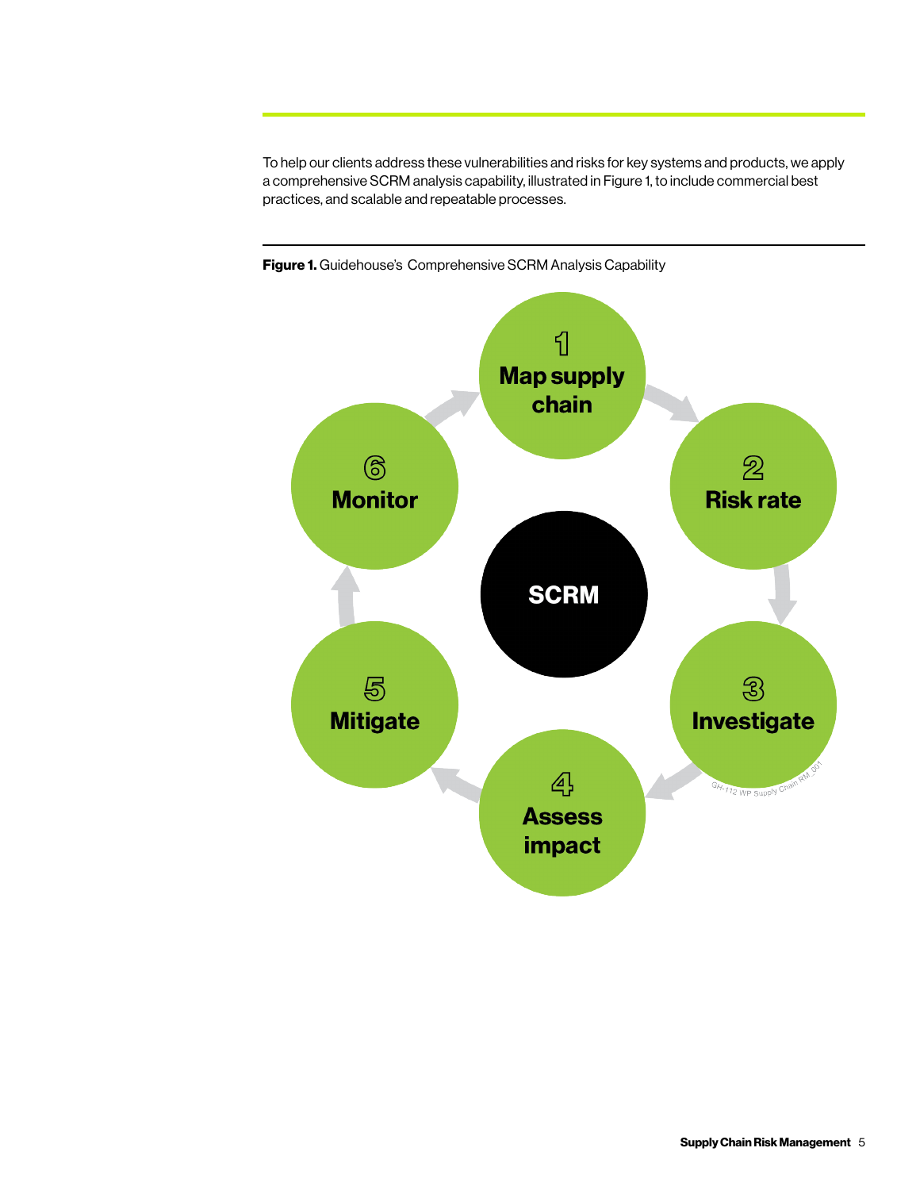To help our clients address these vulnerabilities and risks for key systems and products, we apply a comprehensive SCRM analysis capability, illustrated in Figure 1, to include commercial best practices, and scalable and repeatable processes.

**Figure 1.** Guidehouse's Comprehensive SCRM Analysis Capability

SCRM

1. **Map supply chain**
2. **Risk rate**
3. **Investigate**
4. **Assess impact**
5. **Mitigate**
6. **Monitor**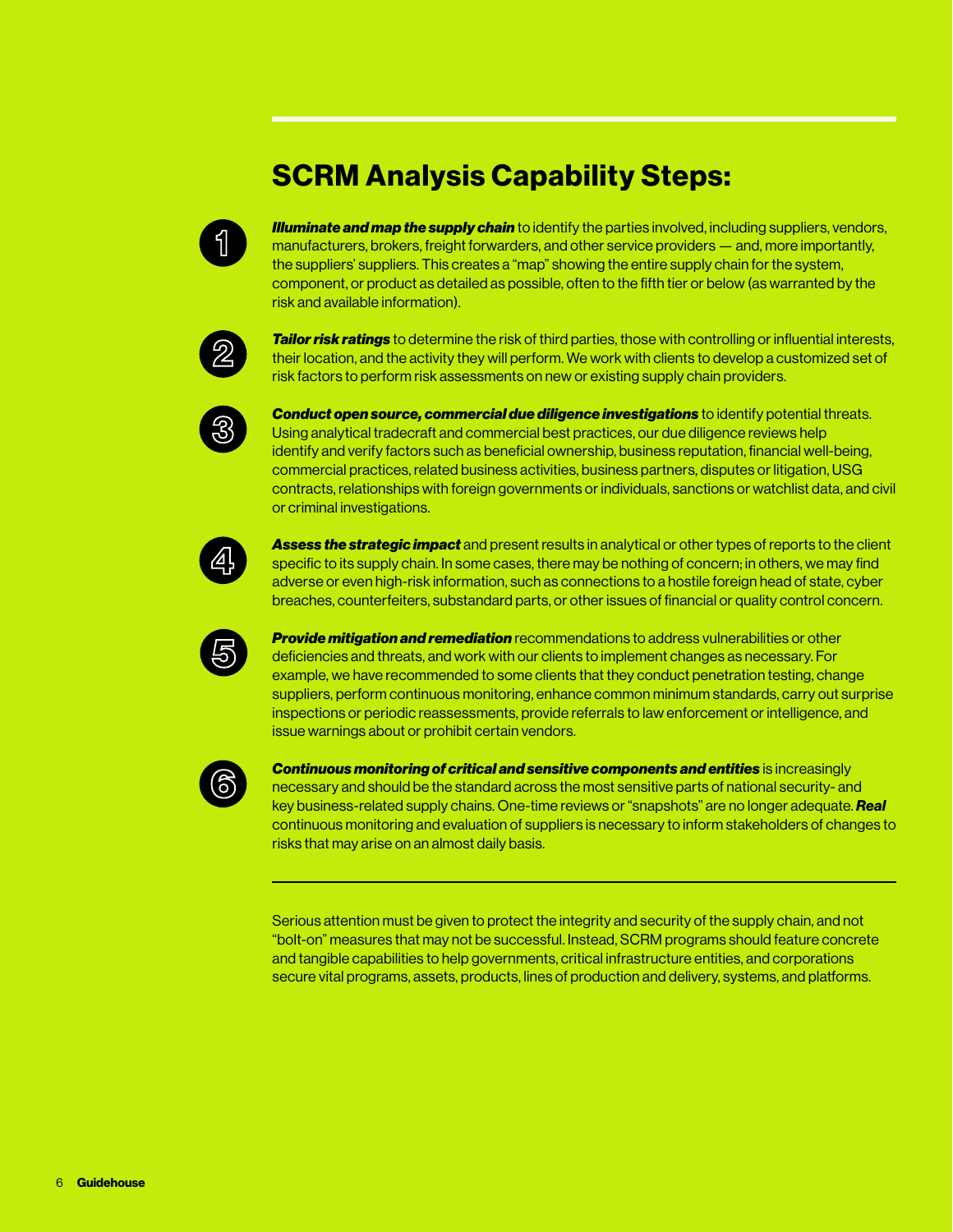## SCRM Analysis Capability Steps:

1. ***Illuminate and map the supply chain*** to identify the parties involved, including suppliers, vendors, manufacturers, brokers, freight forwarders, and other service providers — and, more importantly, the suppliers' suppliers. This creates a "map" showing the entire supply chain for the system, component, or product as detailed as possible, often to the fifth tier or below (as warranted by the risk and available information).

2. ***Tailor risk ratings*** to determine the risk of third parties, those with controlling or influential interests, their location, and the activity they will perform. We work with clients to develop a customized set of risk factors to perform risk assessments on new or existing supply chain providers.

3. ***Conduct open source, commercial due diligence investigations*** to identify potential threats. Using analytical tradecraft and commercial best practices, our due diligence reviews help identify and verify factors such as beneficial ownership, business reputation, financial well-being, commercial practices, related business activities, business partners, disputes or litigation, USG contracts, relationships with foreign governments or individuals, sanctions or watchlist data, and civil or criminal investigations.

4. ***Assess the strategic impact*** and present results in analytical or other types of reports to the client specific to its supply chain. In some cases, there may be nothing of concern; in others, we may find adverse or even high-risk information, such as connections to a hostile foreign head of state, cyber breaches, counterfeiters, substandard parts, or other issues of financial or quality control concern.

5. ***Provide mitigation and remediation*** recommendations to address vulnerabilities or other deficiencies and threats, and work with our clients to implement changes as necessary. For example, we have recommended to some clients that they conduct penetration testing, change suppliers, perform continuous monitoring, enhance common minimum standards, carry out surprise inspections or periodic reassessments, provide referrals to law enforcement or intelligence, and issue warnings about or prohibit certain vendors.

6. ***Continuous monitoring of critical and sensitive components and entities*** is increasingly necessary and should be the standard across the most sensitive parts of national security- and key business-related supply chains. One-time reviews or "snapshots" are no longer adequate. ***Real*** continuous monitoring and evaluation of suppliers is necessary to inform stakeholders of changes to risks that may arise on an almost daily basis.

---

Serious attention must be given to protect the integrity and security of the supply chain, and not "bolt-on" measures that may not be successful. Instead, SCRM programs should feature concrete and tangible capabilities to help governments, critical infrastructure entities, and corporations secure vital programs, assets, products, lines of production and delivery, systems, and platforms.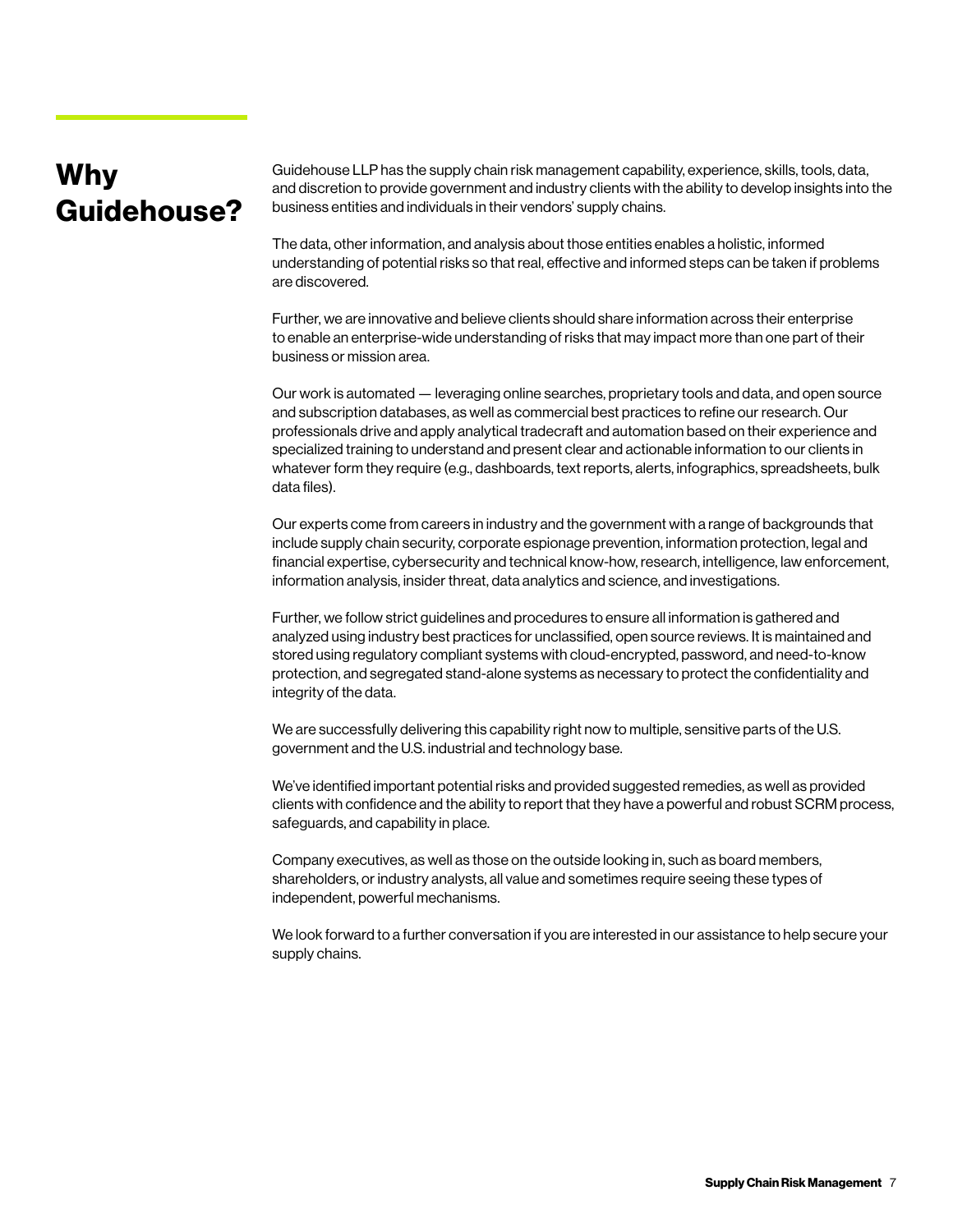# Why Guidehouse?

Guidehouse LLP has the supply chain risk management capability, experience, skills, tools, data, and discretion to provide government and industry clients with the ability to develop insights into the business entities and individuals in their vendors' supply chains.

The data, other information, and analysis about those entities enables a holistic, informed understanding of potential risks so that real, effective and informed steps can be taken if problems are discovered.

Further, we are innovative and believe clients should share information across their enterprise to enable an enterprise-wide understanding of risks that may impact more than one part of their business or mission area.

Our work is automated — leveraging online searches, proprietary tools and data, and open source and subscription databases, as well as commercial best practices to refine our research. Our professionals drive and apply analytical tradecraft and automation based on their experience and specialized training to understand and present clear and actionable information to our clients in whatever form they require (e.g., dashboards, text reports, alerts, infographics, spreadsheets, bulk data files).

Our experts come from careers in industry and the government with a range of backgrounds that include supply chain security, corporate espionage prevention, information protection, legal and financial expertise, cybersecurity and technical know-how, research, intelligence, law enforcement, information analysis, insider threat, data analytics and science, and investigations.

Further, we follow strict guidelines and procedures to ensure all information is gathered and analyzed using industry best practices for unclassified, open source reviews. It is maintained and stored using regulatory compliant systems with cloud-encrypted, password, and need-to-know protection, and segregated stand-alone systems as necessary to protect the confidentiality and integrity of the data.

We are successfully delivering this capability right now to multiple, sensitive parts of the U.S. government and the U.S. industrial and technology base.

We've identified important potential risks and provided suggested remedies, as well as provided clients with confidence and the ability to report that they have a powerful and robust SCRM process, safeguards, and capability in place.

Company executives, as well as those on the outside looking in, such as board members, shareholders, or industry analysts, all value and sometimes require seeing these types of independent, powerful mechanisms.

We look forward to a further conversation if you are interested in our assistance to help secure your supply chains.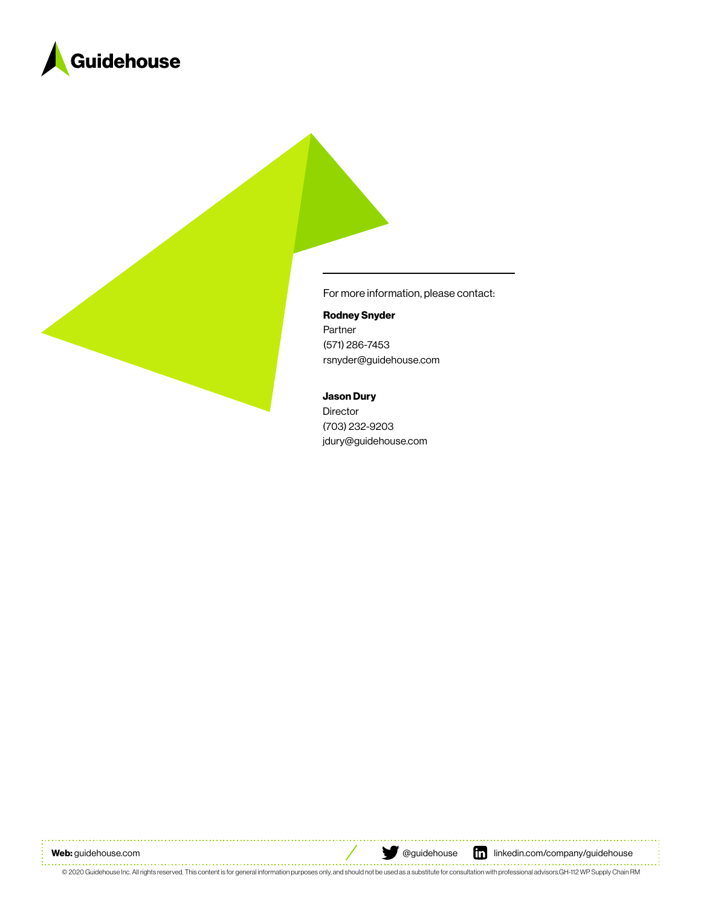Guidehouse

For more information, please contact:

**Rodney Snyder**  
Partner  
(571) 286-7453  
rsnyder@guidehouse.com

**Jason Dury**  
Director  
(703) 232-9203  
jdury@guidehouse.com

**Web:** guidehouse.com

@guidehouse

linkedin.com/company/guidehouse

© 2020 Guidehouse Inc. All rights reserved. This content is for general information purposes only, and should not be used as a substitute for consultation with professional advisors.GH-112 WP Supply Chain RM